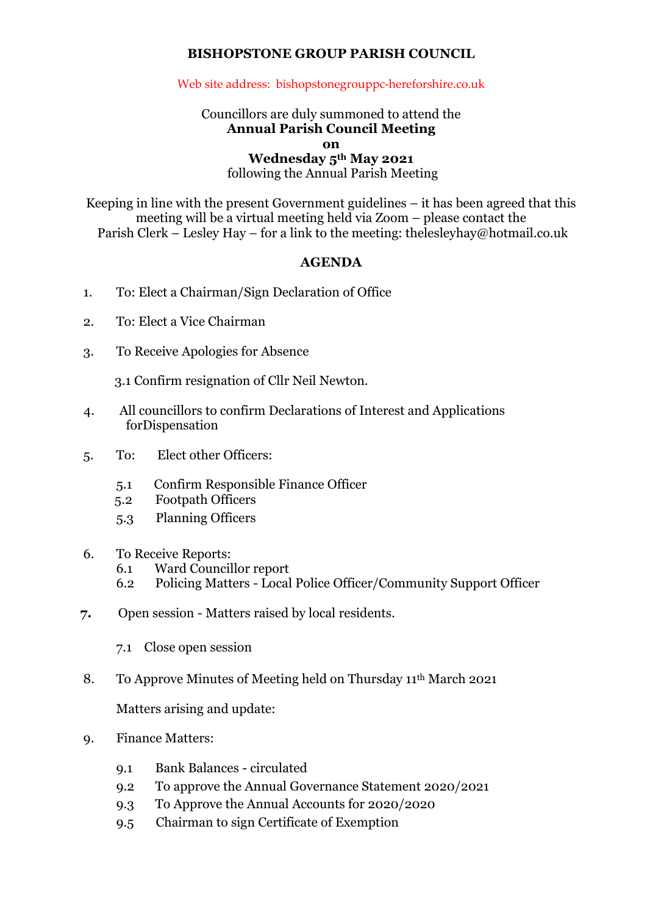# BISHOPSTONE GROUP PARISH COUNCIL

Web site address: bishopstonegrouppc-herefordshire.co.uk

Councillors are duly summoned to attend the
**Annual Parish Council Meeting**
**on**
**Wednesday 5th May 2021**
following the Annual Parish Meeting

Keeping in line with the present Government guidelines – it has been agreed that this meeting will be a virtual meeting held via Zoom – please contact the Parish Clerk – Lesley Hay – for a link to the meeting: thelesleyhay@hotmail.co.uk

## AGENDA

1. To: Elect a Chairman/Sign Declaration of Office

2. To: Elect a Vice Chairman

3. To Receive Apologies for Absence

   3.1 Confirm resignation of Cllr Neil Newton.

4. All councillors to confirm Declarations of Interest and Applications forDispensation

5. To: Elect other Officers:

   5.1 Confirm Responsible Finance Officer
   5.2 Footpath Officers
   5.3 Planning Officers

6. To Receive Reports:
   6.1 Ward Councillor report
   6.2 Policing Matters - Local Police Officer/Community Support Officer

7. Open session - Matters raised by local residents.

   7.1 Close open session

8. To Approve Minutes of Meeting held on Thursday 11th March 2021

   Matters arising and update:

9. Finance Matters:

   9.1 Bank Balances - circulated
   9.2 To approve the Annual Governance Statement 2020/2021
   9.3 To Approve the Annual Accounts for 2020/2020
   9.5 Chairman to sign Certificate of Exemption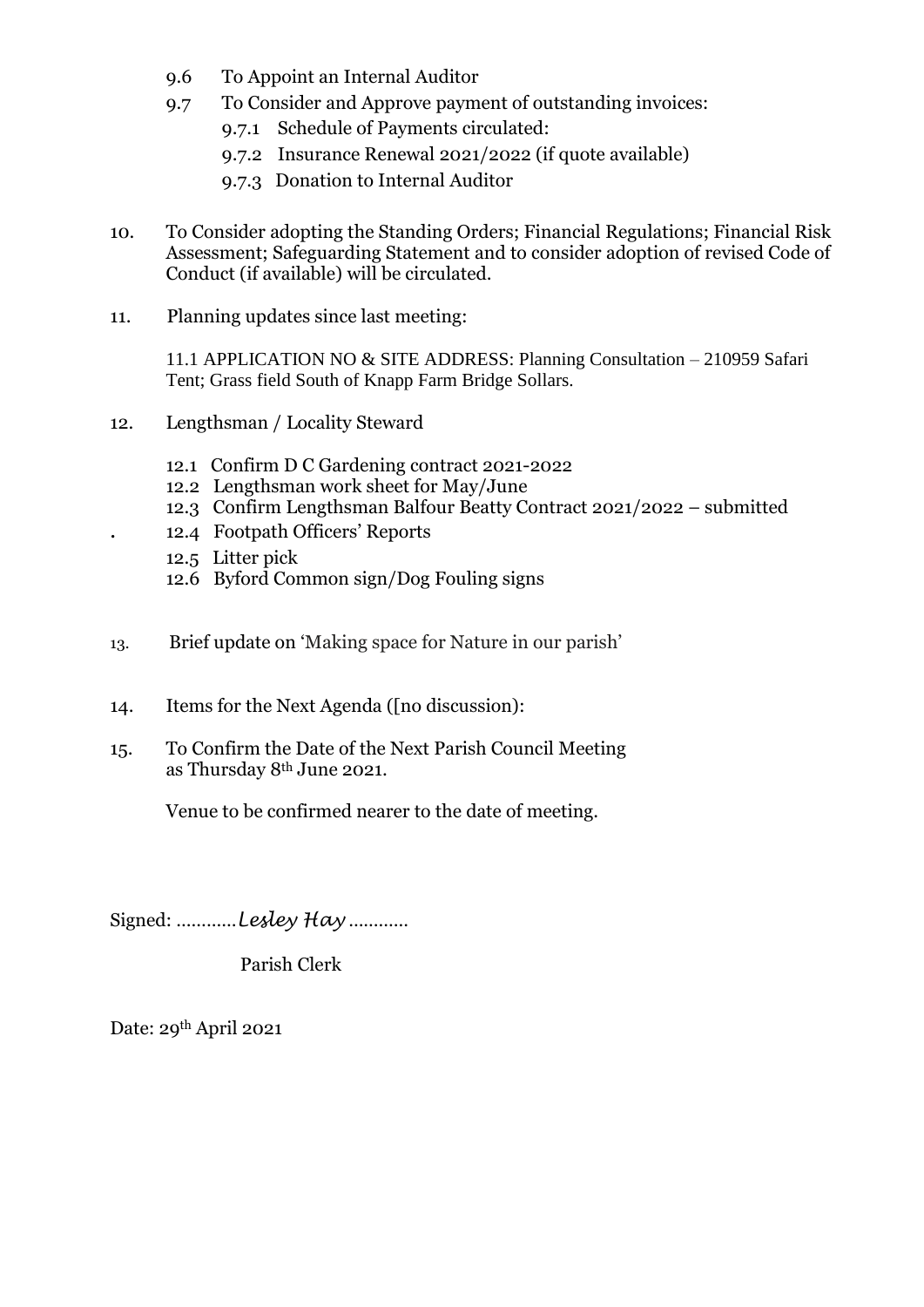- 9.6 To Appoint an Internal Auditor
- 9.7 To Consider and Approve payment of outstanding invoices:
  - 9.7.1 Schedule of Payments circulated:
  - 9.7.2 Insurance Renewal 2021/2022 (if quote available)
  - 9.7.3 Donation to Internal Auditor

10. To Consider adopting the Standing Orders; Financial Regulations; Financial Risk Assessment; Safeguarding Statement and to consider adoption of revised Code of Conduct (if available) will be circulated.

11. Planning updates since last meeting:

    11.1 APPLICATION NO & SITE ADDRESS: Planning Consultation – 210959 Safari Tent; Grass field South of Knapp Farm Bridge Sollars.

12. Lengthsman / Locality Steward

    12.1 Confirm D C Gardening contract 2021-2022
    12.2 Lengthsman work sheet for May/June
    12.3 Confirm Lengthsman Balfour Beatty Contract 2021/2022 – submitted
    12.4 Footpath Officers' Reports
    12.5 Litter pick
    12.6 Byford Common sign/Dog Fouling signs

13. Brief update on 'Making space for Nature in our parish'

14. Items for the Next Agenda ([no discussion):

15. To Confirm the Date of the Next Parish Council Meeting as Thursday 8th June 2021.

    Venue to be confirmed nearer to the date of meeting.

Signed: …………*Lesley Hay*…………

Parish Clerk

Date: 29th April 2021